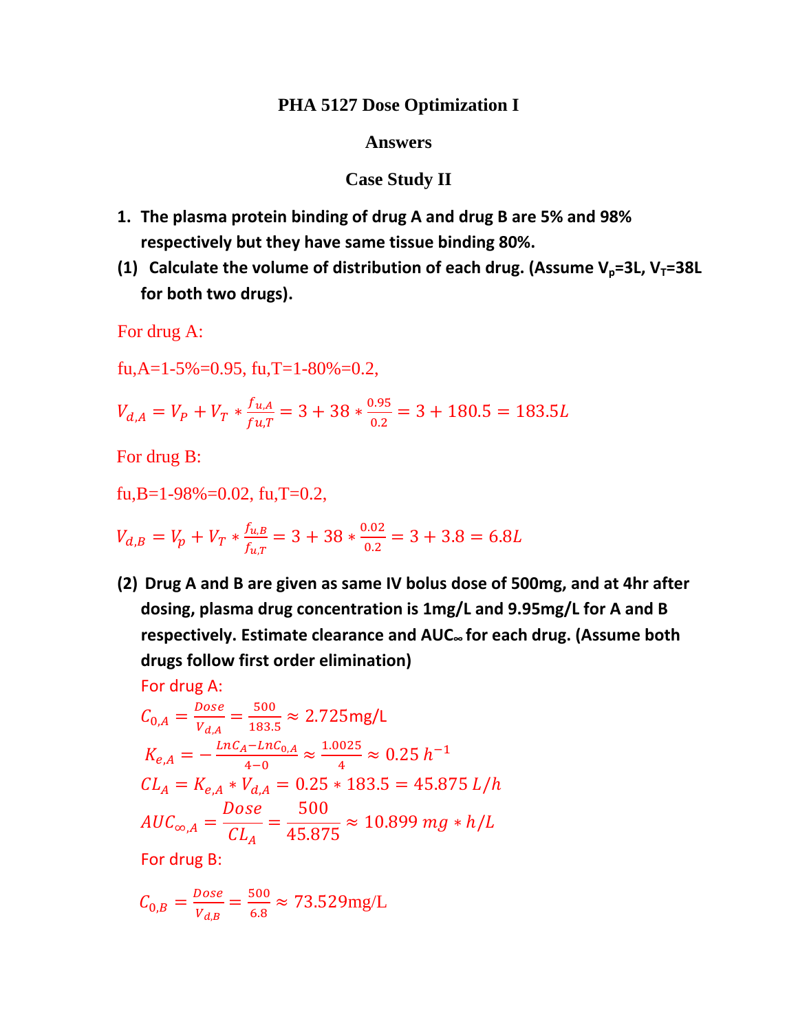# PHA 5127 Dose Optimization I

## Answers

## Case Study II

1. **The plasma protein binding of drug A and drug B are 5% and 98% respectively but they have same tissue binding 80%.**

**(1) Calculate the volume of distribution of each drug. (Assume $V_p$=3L, $V_T$=38L for both two drugs).**

For drug A:

fu,A=1-5%=0.95, fu,T=1-80%=0.2,

$$V_{d,A} = V_P + V_T * \frac{f_{u,A}}{f_{u,T}} = 3 + 38 * \frac{0.95}{0.2} = 3 + 180.5 = 183.5L$$

For drug B:

fu,B=1-98%=0.02, fu,T=0.2,

$$V_{d,B} = V_p + V_T * \frac{f_{u,B}}{f_{u,T}} = 3 + 38 * \frac{0.02}{0.2} = 3 + 3.8 = 6.8L$$

**(2) Drug A and B are given as same IV bolus dose of 500mg, and at 4hr after dosing, plasma drug concentration is 1mg/L and 9.95mg/L for A and B respectively. Estimate clearance and AUC∞ for each drug. (Assume both drugs follow first order elimination)**

For drug A:

$$C_{0,A} = \frac{Dose}{V_{d,A}} = \frac{500}{183.5} \approx 2.725\text{mg/L}$$

$$K_{e,A} = -\frac{LnC_A - LnC_{0,A}}{4-0} \approx \frac{1.0025}{4} \approx 0.25\ h^{-1}$$

$$CL_A = K_{e,A} * V_{d,A} = 0.25 * 183.5 = 45.875\ L/h$$

$$AUC_{\infty,A} = \frac{Dose}{CL_A} = \frac{500}{45.875} \approx 10.899\ mg * h/L$$

For drug B:

$$C_{0,B} = \frac{Dose}{V_{d,B}} = \frac{500}{6.8} \approx 73.529\text{mg/L}$$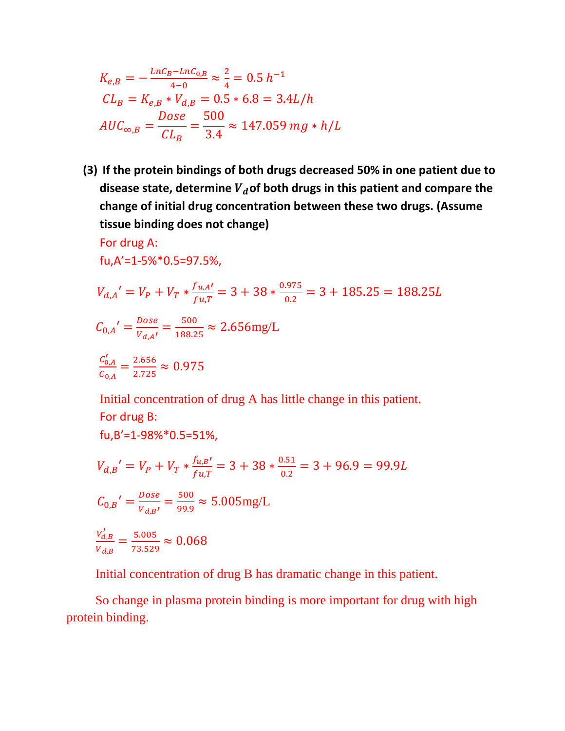$$K_{e,B} = -\frac{LnC_B - LnC_{0,B}}{4-0} \approx \frac{2}{4} = 0.5\ h^{-1}$$

$$CL_B = K_{e,B} * V_{d,B} = 0.5 * 6.8 = 3.4L/h$$

$$AUC_{\infty,B} = \frac{Dose}{CL_B} = \frac{500}{3.4} \approx 147.059\ mg * h/L$$

**(3) If the protein bindings of both drugs decreased 50% in one patient due to disease state, determine $V_d$ of both drugs in this patient and compare the change of initial drug concentration between these two drugs. (Assume tissue binding does not change)**

For drug A:

fu,A'=1-5%*0.5=97.5%,

$$V_{d,A}' = V_P + V_T * \frac{f_{u,A'}}{fu,T} = 3 + 38 * \frac{0.975}{0.2} = 3 + 185.25 = 188.25L$$

$$C_{0,A}' = \frac{Dose}{V_{d,A'}} = \frac{500}{188.25} \approx 2.656\text{mg/L}$$

$$\frac{C_{0,A}'}{C_{0,A}} = \frac{2.656}{2.725} \approx 0.975$$

Initial concentration of drug A has little change in this patient.

For drug B:

fu,B'=1-98%*0.5=51%,

$$V_{d,B}' = V_P + V_T * \frac{f_{u,B'}}{fu,T} = 3 + 38 * \frac{0.51}{0.2} = 3 + 96.9 = 99.9L$$

$$C_{0,B}' = \frac{Dose}{V_{d,B'}} = \frac{500}{99.9} \approx 5.005\text{mg/L}$$

$$\frac{V_{d,B}'}{V_{d,B}} = \frac{5.005}{73.529} \approx 0.068$$

Initial concentration of drug B has dramatic change in this patient.

So change in plasma protein binding is more important for drug with high protein binding.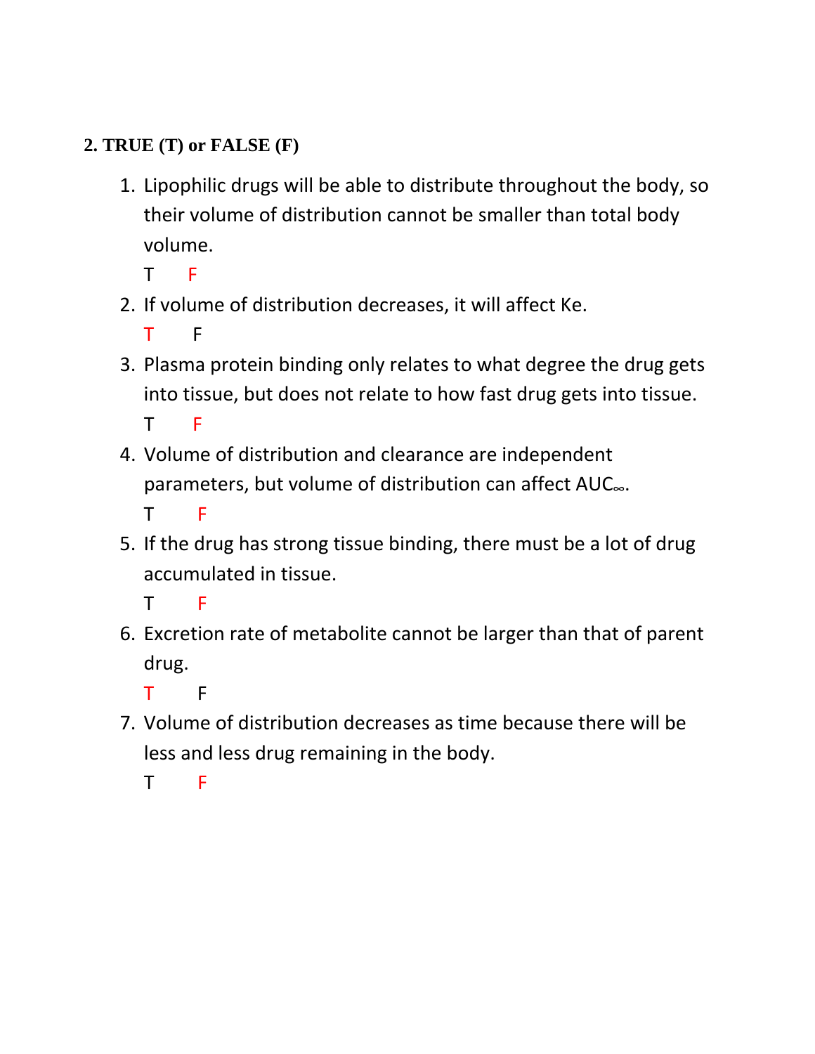**2. TRUE (T) or FALSE (F)**

1. Lipophilic drugs will be able to distribute throughout the body, so their volume of distribution cannot be smaller than total body volume.

   T F

2. If volume of distribution decreases, it will affect Ke.

   T F

3. Plasma protein binding only relates to what degree the drug gets into tissue, but does not relate to how fast drug gets into tissue.

   T F

4. Volume of distribution and clearance are independent parameters, but volume of distribution can affect $AUC_\infty$.

   T F

5. If the drug has strong tissue binding, there must be a lot of drug accumulated in tissue.

   T F

6. Excretion rate of metabolite cannot be larger than that of parent drug.

   T F

7. Volume of distribution decreases as time because there will be less and less drug remaining in the body.

   T F